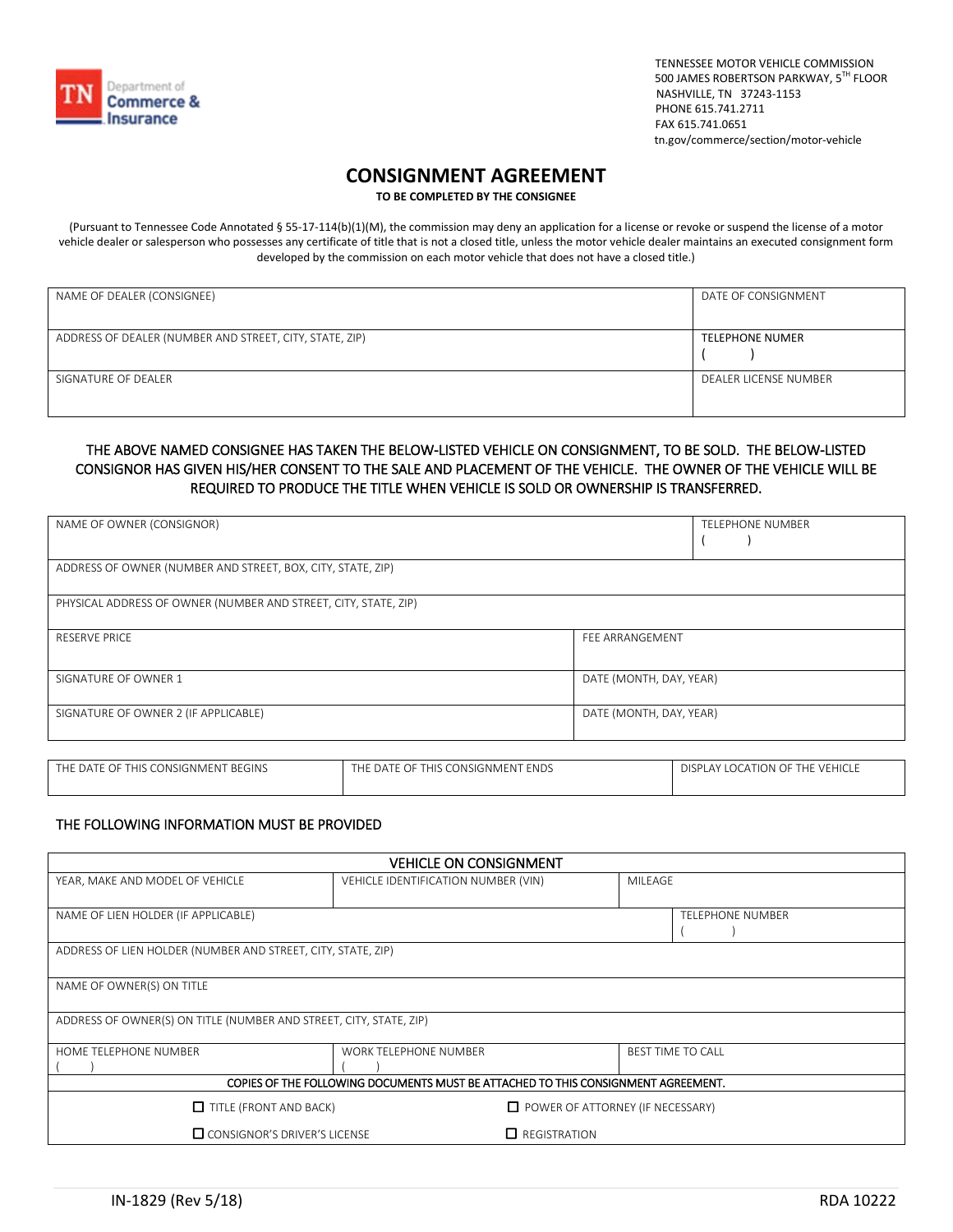Tennessee Department of Commerce & Insurance

TENNESSEE MOTOR VEHICLE COMMISSION
500 JAMES ROBERTSON PARKWAY, 5TH FLOOR
NASHVILLE, TN 37243-1153
PHONE 615.741.2711
FAX 615.741.0651
tn.gov/commerce/section/motor-vehicle

# CONSIGNMENT AGREEMENT

**TO BE COMPLETED BY THE CONSIGNEE**

(Pursuant to Tennessee Code Annotated § 55-17-114(b)(1)(M), the commission may deny an application for a license or revoke or suspend the license of a motor vehicle dealer or salesperson who possesses any certificate of title that is not a closed title, unless the motor vehicle dealer maintains an executed consignment form developed by the commission on each motor vehicle that does not have a closed title.)

| NAME OF DEALER (CONSIGNEE) | DATE OF CONSIGNMENT |
|---|---|
| ADDRESS OF DEALER (NUMBER AND STREET, CITY, STATE, ZIP) | TELEPHONE NUMER ( ) |
| SIGNATURE OF DEALER | DEALER LICENSE NUMBER |

THE ABOVE NAMED CONSIGNEE HAS TAKEN THE BELOW-LISTED VEHICLE ON CONSIGNMENT, TO BE SOLD. THE BELOW-LISTED CONSIGNOR HAS GIVEN HIS/HER CONSENT TO THE SALE AND PLACEMENT OF THE VEHICLE. THE OWNER OF THE VEHICLE WILL BE REQUIRED TO PRODUCE THE TITLE WHEN VEHICLE IS SOLD OR OWNERSHIP IS TRANSFERRED.

| NAME OF OWNER (CONSIGNOR) | TELEPHONE NUMBER ( ) |
|---|---|
| ADDRESS OF OWNER (NUMBER AND STREET, BOX, CITY, STATE, ZIP) | |
| PHYSICAL ADDRESS OF OWNER (NUMBER AND STREET, CITY, STATE, ZIP) | |
| RESERVE PRICE | FEE ARRANGEMENT |
| SIGNATURE OF OWNER 1 | DATE (MONTH, DAY, YEAR) |
| SIGNATURE OF OWNER 2 (IF APPLICABLE) | DATE (MONTH, DAY, YEAR) |

| THE DATE OF THIS CONSIGNMENT BEGINS | THE DATE OF THIS CONSIGNMENT ENDS | DISPLAY LOCATION OF THE VEHICLE |
|---|---|---|
| | | |

THE FOLLOWING INFORMATION MUST BE PROVIDED

| VEHICLE ON CONSIGNMENT | | |
|---|---|---|
| YEAR, MAKE AND MODEL OF VEHICLE | VEHICLE IDENTIFICATION NUMBER (VIN) | MILEAGE |
| NAME OF LIEN HOLDER (IF APPLICABLE) | | TELEPHONE NUMBER ( ) |
| ADDRESS OF LIEN HOLDER (NUMBER AND STREET, CITY, STATE, ZIP) | | |
| NAME OF OWNER(S) ON TITLE | | |
| ADDRESS OF OWNER(S) ON TITLE (NUMBER AND STREET, CITY, STATE, ZIP) | | |
| HOME TELEPHONE NUMBER ( ) | WORK TELEPHONE NUMBER ( ) | BEST TIME TO CALL |

**COPIES OF THE FOLLOWING DOCUMENTS MUST BE ATTACHED TO THIS CONSIGNMENT AGREEMENT.**

- ☐ TITLE (FRONT AND BACK)
- ☐ POWER OF ATTORNEY (IF NECESSARY)
- ☐ CONSIGNOR'S DRIVER'S LICENSE
- ☐ REGISTRATION

IN-1829 (Rev 5/18) RDA 10222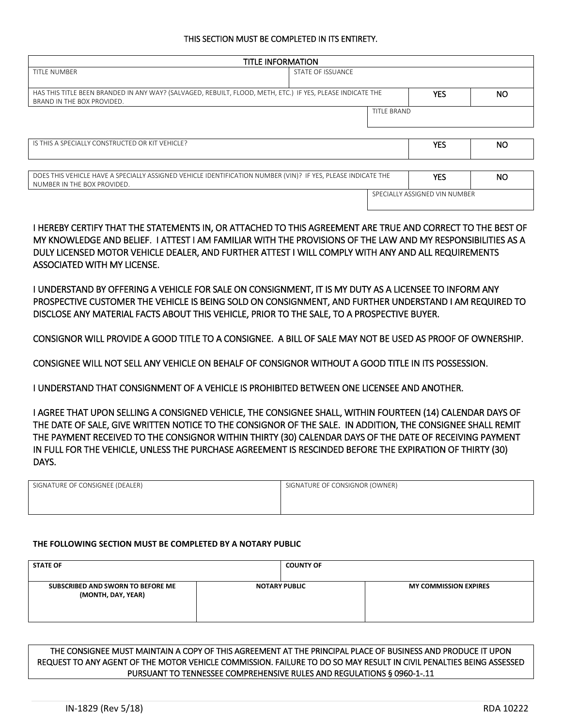THIS SECTION MUST BE COMPLETED IN ITS ENTIRETY.

| TITLE INFORMATION | | | |
|---|---|---|---|
| TITLE NUMBER | STATE OF ISSUANCE | | |
| HAS THIS TITLE BEEN BRANDED IN ANY WAY? (SALVAGED, REBUILT, FLOOD, METH, ETC.) IF YES, PLEASE INDICATE THE BRAND IN THE BOX PROVIDED. | | YES | NO |
| | TITLE BRAND | | |

| | | |
|---|---|---|
| IS THIS A SPECIALLY CONSTRUCTED OR KIT VEHICLE? | YES | NO |

| | | | |
|---|---|---|---|
| DOES THIS VEHICLE HAVE A SPECIALLY ASSIGNED VEHICLE IDENTIFICATION NUMBER (VIN)? IF YES, PLEASE INDICATE THE NUMBER IN THE BOX PROVIDED. | | YES | NO |
| | SPECIALLY ASSIGNED VIN NUMBER | | |

I HEREBY CERTIFY THAT THE STATEMENTS IN, OR ATTACHED TO THIS AGREEMENT ARE TRUE AND CORRECT TO THE BEST OF MY KNOWLEDGE AND BELIEF. I ATTEST I AM FAMILIAR WITH THE PROVISIONS OF THE LAW AND MY RESPONSIBILITIES AS A DULY LICENSED MOTOR VEHICLE DEALER, AND FURTHER ATTEST I WILL COMPLY WITH ANY AND ALL REQUIREMENTS ASSOCIATED WITH MY LICENSE.

I UNDERSTAND BY OFFERING A VEHICLE FOR SALE ON CONSIGNMENT, IT IS MY DUTY AS A LICENSEE TO INFORM ANY PROSPECTIVE CUSTOMER THE VEHICLE IS BEING SOLD ON CONSIGNMENT, AND FURTHER UNDERSTAND I AM REQUIRED TO DISCLOSE ANY MATERIAL FACTS ABOUT THIS VEHICLE, PRIOR TO THE SALE, TO A PROSPECTIVE BUYER.

CONSIGNOR WILL PROVIDE A GOOD TITLE TO A CONSIGNEE. A BILL OF SALE MAY NOT BE USED AS PROOF OF OWNERSHIP.

CONSIGNEE WILL NOT SELL ANY VEHICLE ON BEHALF OF CONSIGNOR WITHOUT A GOOD TITLE IN ITS POSSESSION.

I UNDERSTAND THAT CONSIGNMENT OF A VEHICLE IS PROHIBITED BETWEEN ONE LICENSEE AND ANOTHER.

I AGREE THAT UPON SELLING A CONSIGNED VEHICLE, THE CONSIGNEE SHALL, WITHIN FOURTEEN (14) CALENDAR DAYS OF THE DATE OF SALE, GIVE WRITTEN NOTICE TO THE CONSIGNOR OF THE SALE. IN ADDITION, THE CONSIGNEE SHALL REMIT THE PAYMENT RECEIVED TO THE CONSIGNOR WITHIN THIRTY (30) CALENDAR DAYS OF THE DATE OF RECEIVING PAYMENT IN FULL FOR THE VEHICLE, UNLESS THE PURCHASE AGREEMENT IS RESCINDED BEFORE THE EXPIRATION OF THIRTY (30) DAYS.

| | |
|---|---|
| SIGNATURE OF CONSIGNEE (DEALER) | SIGNATURE OF CONSIGNOR (OWNER) |

**THE FOLLOWING SECTION MUST BE COMPLETED BY A NOTARY PUBLIC**

| | | |
|---|---|---|
| **STATE OF** | **COUNTY OF** | |
| **SUBSCRIBED AND SWORN TO BEFORE ME (MONTH, DAY, YEAR)** | **NOTARY PUBLIC** | **MY COMMISSION EXPIRES** |

THE CONSIGNEE MUST MAINTAIN A COPY OF THIS AGREEMENT AT THE PRINCIPAL PLACE OF BUSINESS AND PRODUCE IT UPON REQUEST TO ANY AGENT OF THE MOTOR VEHICLE COMMISSION. FAILURE TO DO SO MAY RESULT IN CIVIL PENALTIES BEING ASSESSED PURSUANT TO TENNESSEE COMPREHENSIVE RULES AND REGULATIONS § 0960-1-.11

IN-1829 (Rev 5/18) RDA 10222